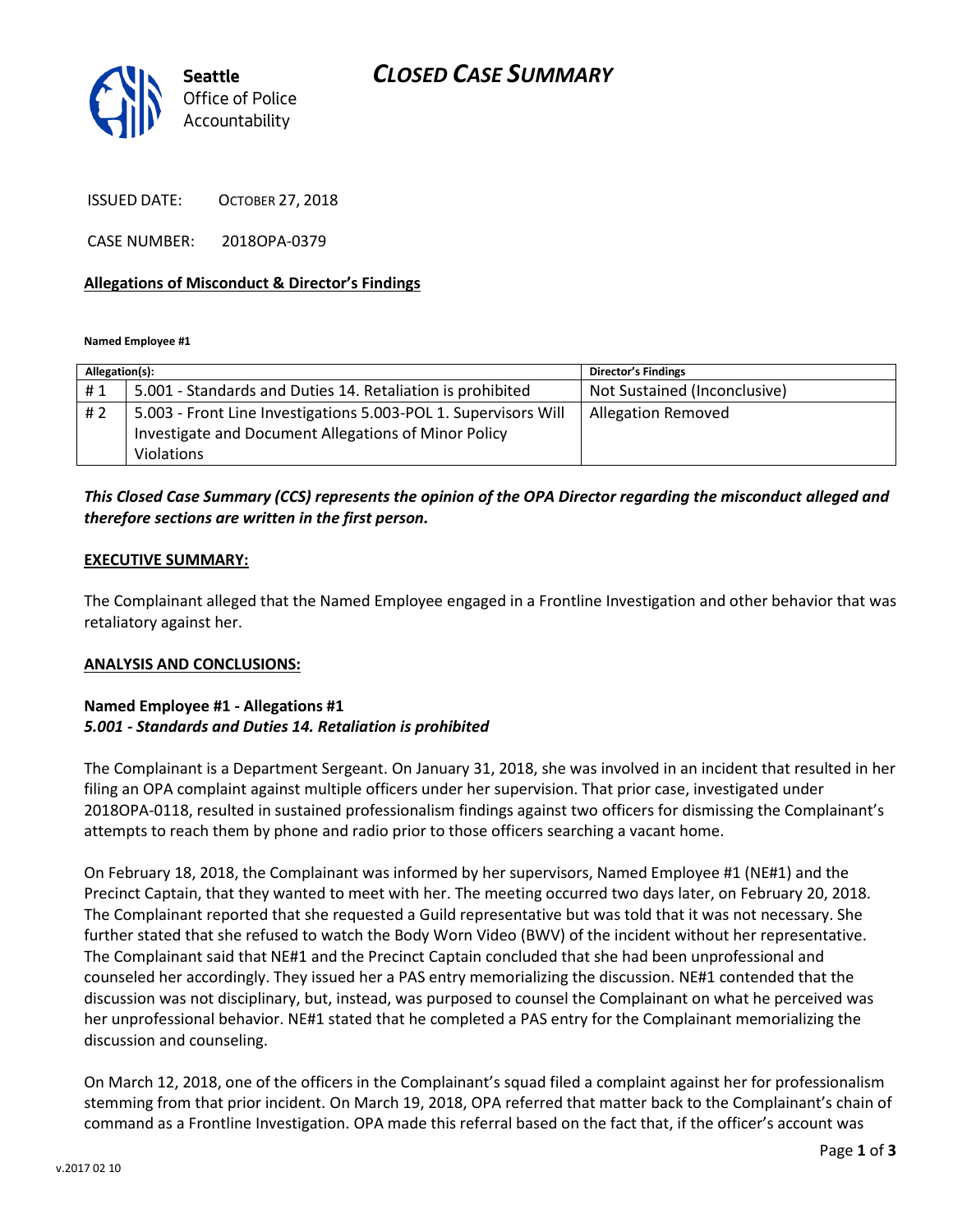# CLOSED CASE SUMMARY

Seattle Office of Police Accountability

ISSUED DATE: OCTOBER 27, 2018

CASE NUMBER: 2018OPA-0379

**Allegations of Misconduct & Director's Findings**

**Named Employee #1**

| Allegation(s): | | Director's Findings |
|---|---|---|
| # 1 | 5.001 - Standards and Duties 14. Retaliation is prohibited | Not Sustained (Inconclusive) |
| # 2 | 5.003 - Front Line Investigations 5.003-POL 1. Supervisors Will Investigate and Document Allegations of Minor Policy Violations | Allegation Removed |

***This Closed Case Summary (CCS) represents the opinion of the OPA Director regarding the misconduct alleged and therefore sections are written in the first person.***

**EXECUTIVE SUMMARY:**

The Complainant alleged that the Named Employee engaged in a Frontline Investigation and other behavior that was retaliatory against her.

**ANALYSIS AND CONCLUSIONS:**

**Named Employee #1 - Allegations #1**
***5.001 - Standards and Duties 14. Retaliation is prohibited***

The Complainant is a Department Sergeant. On January 31, 2018, she was involved in an incident that resulted in her filing an OPA complaint against multiple officers under her supervision. That prior case, investigated under 2018OPA-0118, resulted in sustained professionalism findings against two officers for dismissing the Complainant's attempts to reach them by phone and radio prior to those officers searching a vacant home.

On February 18, 2018, the Complainant was informed by her supervisors, Named Employee #1 (NE#1) and the Precinct Captain, that they wanted to meet with her. The meeting occurred two days later, on February 20, 2018. The Complainant reported that she requested a Guild representative but was told that it was not necessary. She further stated that she refused to watch the Body Worn Video (BWV) of the incident without her representative. The Complainant said that NE#1 and the Precinct Captain concluded that she had been unprofessional and counseled her accordingly. They issued her a PAS entry memorializing the discussion. NE#1 contended that the discussion was not disciplinary, but, instead, was purposed to counsel the Complainant on what he perceived was her unprofessional behavior. NE#1 stated that he completed a PAS entry for the Complainant memorializing the discussion and counseling.

On March 12, 2018, one of the officers in the Complainant's squad filed a complaint against her for professionalism stemming from that prior incident. On March 19, 2018, OPA referred that matter back to the Complainant's chain of command as a Frontline Investigation. OPA made this referral based on the fact that, if the officer's account was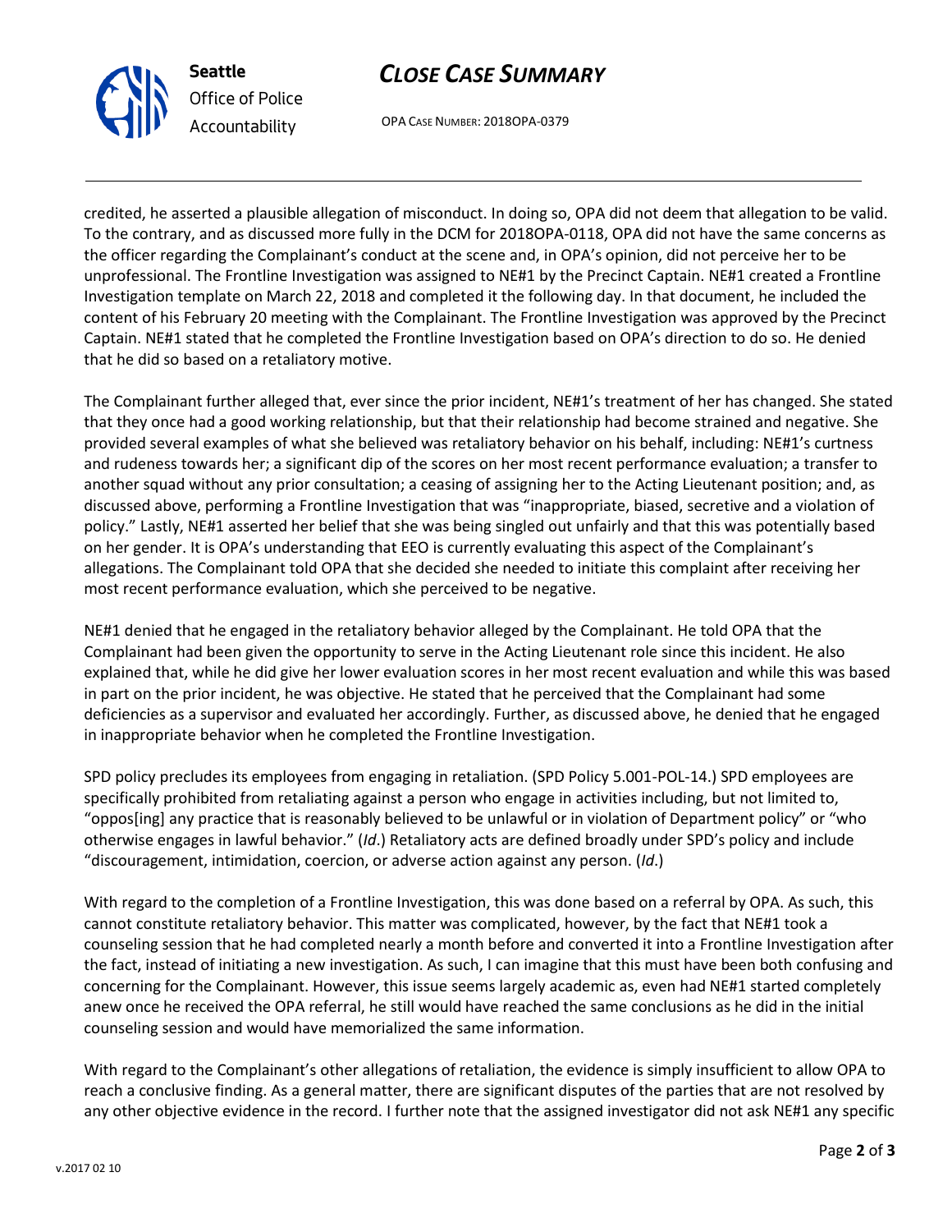credited, he asserted a plausible allegation of misconduct. In doing so, OPA did not deem that allegation to be valid. To the contrary, and as discussed more fully in the DCM for 2018OPA-0118, OPA did not have the same concerns as the officer regarding the Complainant's conduct at the scene and, in OPA's opinion, did not perceive her to be unprofessional. The Frontline Investigation was assigned to NE#1 by the Precinct Captain. NE#1 created a Frontline Investigation template on March 22, 2018 and completed it the following day. In that document, he included the content of his February 20 meeting with the Complainant. The Frontline Investigation was approved by the Precinct Captain. NE#1 stated that he completed the Frontline Investigation based on OPA's direction to do so. He denied that he did so based on a retaliatory motive.

The Complainant further alleged that, ever since the prior incident, NE#1's treatment of her has changed. She stated that they once had a good working relationship, but that their relationship had become strained and negative. She provided several examples of what she believed was retaliatory behavior on his behalf, including: NE#1's curtness and rudeness towards her; a significant dip of the scores on her most recent performance evaluation; a transfer to another squad without any prior consultation; a ceasing of assigning her to the Acting Lieutenant position; and, as discussed above, performing a Frontline Investigation that was "inappropriate, biased, secretive and a violation of policy." Lastly, NE#1 asserted her belief that she was being singled out unfairly and that this was potentially based on her gender. It is OPA's understanding that EEO is currently evaluating this aspect of the Complainant's allegations. The Complainant told OPA that she decided she needed to initiate this complaint after receiving her most recent performance evaluation, which she perceived to be negative.

NE#1 denied that he engaged in the retaliatory behavior alleged by the Complainant. He told OPA that the Complainant had been given the opportunity to serve in the Acting Lieutenant role since this incident. He also explained that, while he did give her lower evaluation scores in her most recent evaluation and while this was based in part on the prior incident, he was objective. He stated that he perceived that the Complainant had some deficiencies as a supervisor and evaluated her accordingly. Further, as discussed above, he denied that he engaged in inappropriate behavior when he completed the Frontline Investigation.

SPD policy precludes its employees from engaging in retaliation. (SPD Policy 5.001-POL-14.) SPD employees are specifically prohibited from retaliating against a person who engage in activities including, but not limited to, "oppos[ing] any practice that is reasonably believed to be unlawful or in violation of Department policy" or "who otherwise engages in lawful behavior." (*Id*.) Retaliatory acts are defined broadly under SPD's policy and include "discouragement, intimidation, coercion, or adverse action against any person. (*Id*.)

With regard to the completion of a Frontline Investigation, this was done based on a referral by OPA. As such, this cannot constitute retaliatory behavior. This matter was complicated, however, by the fact that NE#1 took a counseling session that he had completed nearly a month before and converted it into a Frontline Investigation after the fact, instead of initiating a new investigation. As such, I can imagine that this must have been both confusing and concerning for the Complainant. However, this issue seems largely academic as, even had NE#1 started completely anew once he received the OPA referral, he still would have reached the same conclusions as he did in the initial counseling session and would have memorialized the same information.

With regard to the Complainant's other allegations of retaliation, the evidence is simply insufficient to allow OPA to reach a conclusive finding. As a general matter, there are significant disputes of the parties that are not resolved by any other objective evidence in the record. I further note that the assigned investigator did not ask NE#1 any specific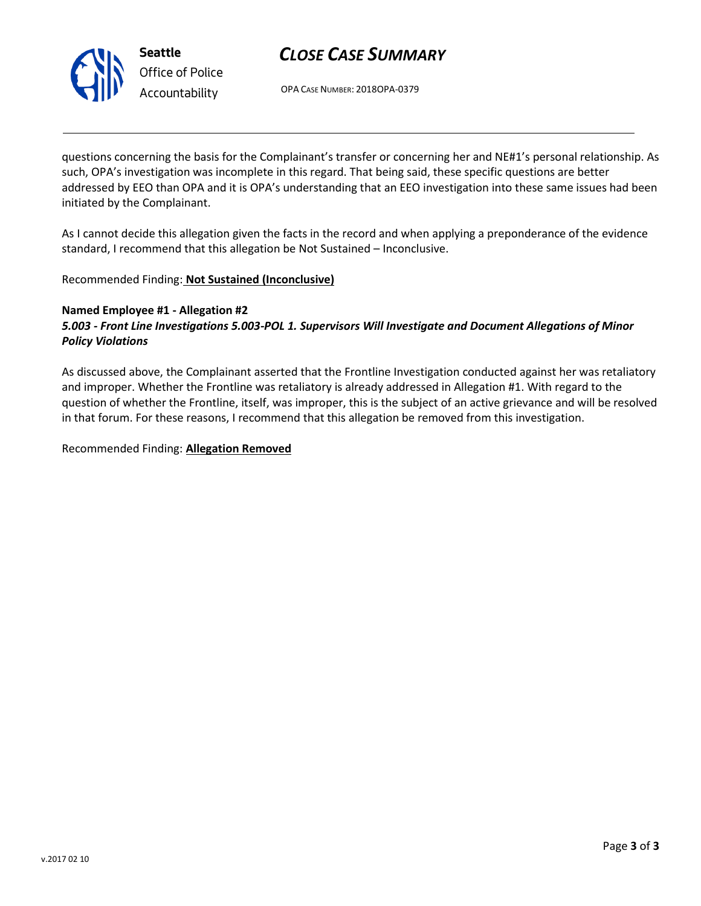questions concerning the basis for the Complainant's transfer or concerning her and NE#1's personal relationship. As such, OPA's investigation was incomplete in this regard. That being said, these specific questions are better addressed by EEO than OPA and it is OPA's understanding that an EEO investigation into these same issues had been initiated by the Complainant.

As I cannot decide this allegation given the facts in the record and when applying a preponderance of the evidence standard, I recommend that this allegation be Not Sustained – Inconclusive.

Recommended Finding: **Not Sustained (Inconclusive)**

**Named Employee #1 - Allegation #2**
***5.003 - Front Line Investigations 5.003-POL 1. Supervisors Will Investigate and Document Allegations of Minor Policy Violations***

As discussed above, the Complainant asserted that the Frontline Investigation conducted against her was retaliatory and improper. Whether the Frontline was retaliatory is already addressed in Allegation #1. With regard to the question of whether the Frontline, itself, was improper, this is the subject of an active grievance and will be resolved in that forum. For these reasons, I recommend that this allegation be removed from this investigation.

Recommended Finding: **Allegation Removed**